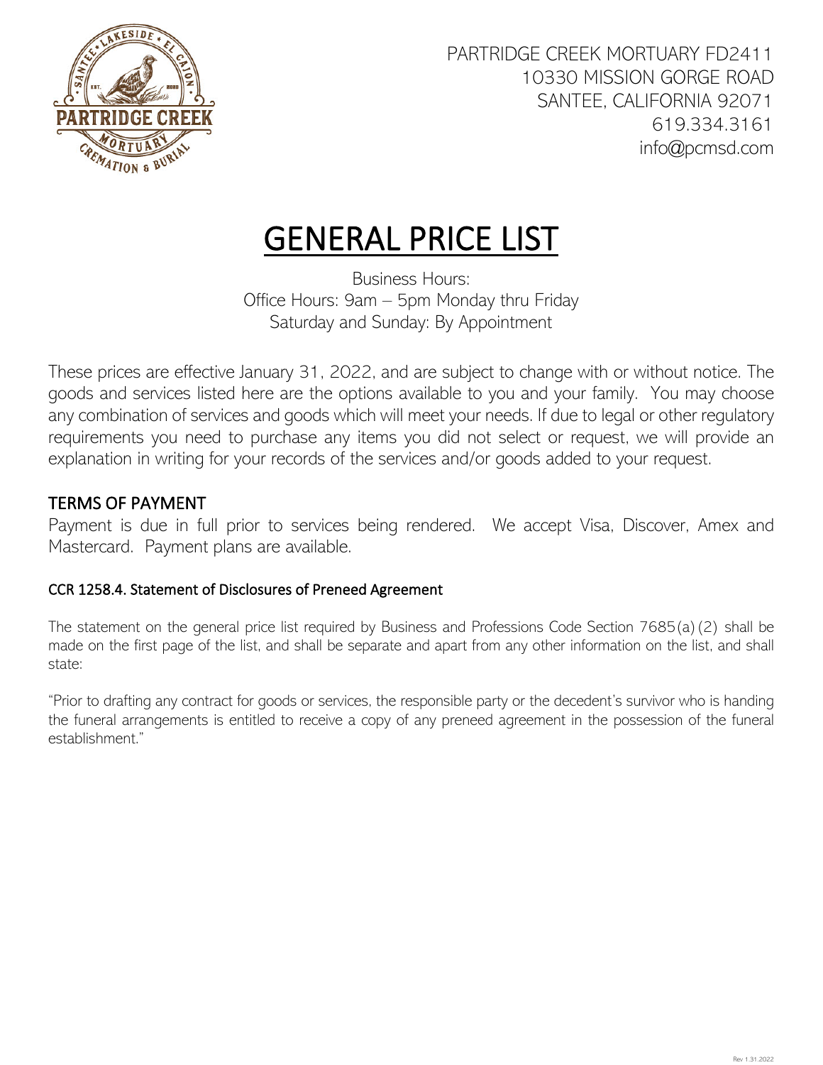PARTRIDGE CREEK MORTUARY FD2411
10330 MISSION GORGE ROAD
SANTEE, CALIFORNIA 92071
619.334.3161
info@pcmsd.com

# GENERAL PRICE LIST

Business Hours:
Office Hours: 9am – 5pm Monday thru Friday
Saturday and Sunday: By Appointment

These prices are effective January 31, 2022, and are subject to change with or without notice. The goods and services listed here are the options available to you and your family. You may choose any combination of services and goods which will meet your needs. If due to legal or other regulatory requirements you need to purchase any items you did not select or request, we will provide an explanation in writing for your records of the services and/or goods added to your request.

## TERMS OF PAYMENT

Payment is due in full prior to services being rendered. We accept Visa, Discover, Amex and Mastercard. Payment plans are available.

### CCR 1258.4. Statement of Disclosures of Preneed Agreement

The statement on the general price list required by Business and Professions Code Section 7685(a)(2) shall be made on the first page of the list, and shall be separate and apart from any other information on the list, and shall state:

"Prior to drafting any contract for goods or services, the responsible party or the decedent's survivor who is handing the funeral arrangements is entitled to receive a copy of any preneed agreement in the possession of the funeral establishment."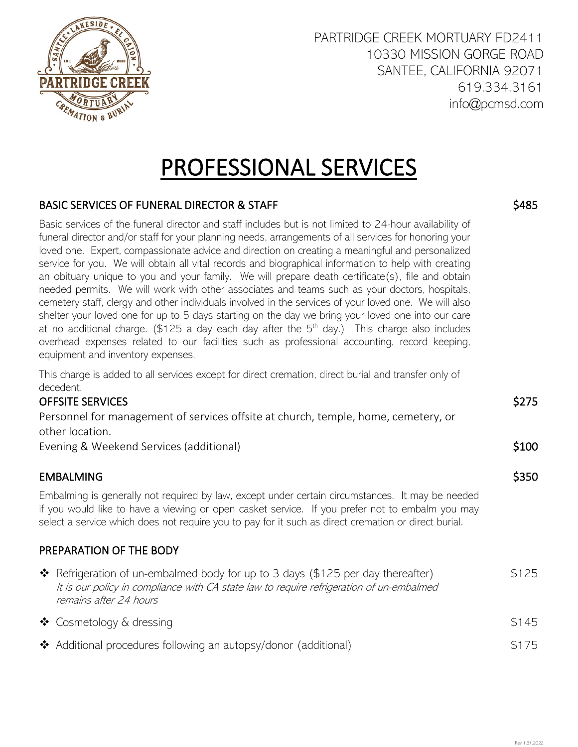PARTRIDGE CREEK MORTUARY FD2411
10330 MISSION GORGE ROAD
SANTEE, CALIFORNIA 92071
619.334.3161
info@pcmsd.com

# PROFESSIONAL SERVICES

## BASIC SERVICES OF FUNERAL DIRECTOR & STAFF — $485

Basic services of the funeral director and staff includes but is not limited to 24-hour availability of funeral director and/or staff for your planning needs, arrangements of all services for honoring your loved one. Expert, compassionate advice and direction on creating a meaningful and personalized service for you. We will obtain all vital records and biographical information to help with creating an obituary unique to you and your family. We will prepare death certificate(s), file and obtain needed permits. We will work with other associates and teams such as your doctors, hospitals, cemetery staff, clergy and other individuals involved in the services of your loved one. We will also shelter your loved one for up to 5 days starting on the day we bring your loved one into our care at no additional charge. ($125 a day each day after the 5th day.) This charge also includes overhead expenses related to our facilities such as professional accounting, record keeping, equipment and inventory expenses.

This charge is added to all services except for direct cremation, direct burial and transfer only of decedent.

## OFFSITE SERVICES — $275

Personnel for management of services offsite at church, temple, home, cemetery, or other location.

Evening & Weekend Services (additional) — $100

## EMBALMING — $350

Embalming is generally not required by law, except under certain circumstances. It may be needed if you would like to have a viewing or open casket service. If you prefer not to embalm you may select a service which does not require you to pay for it such as direct cremation or direct burial.

## PREPARATION OF THE BODY

- ❖ Refrigeration of un-embalmed body for up to 3 days ($125 per day thereafter) — $125
  *It is our policy in compliance with CA state law to require refrigeration of un-embalmed remains after 24 hours*
- ❖ Cosmetology & dressing — $145
- ❖ Additional procedures following an autopsy/donor (additional) — $175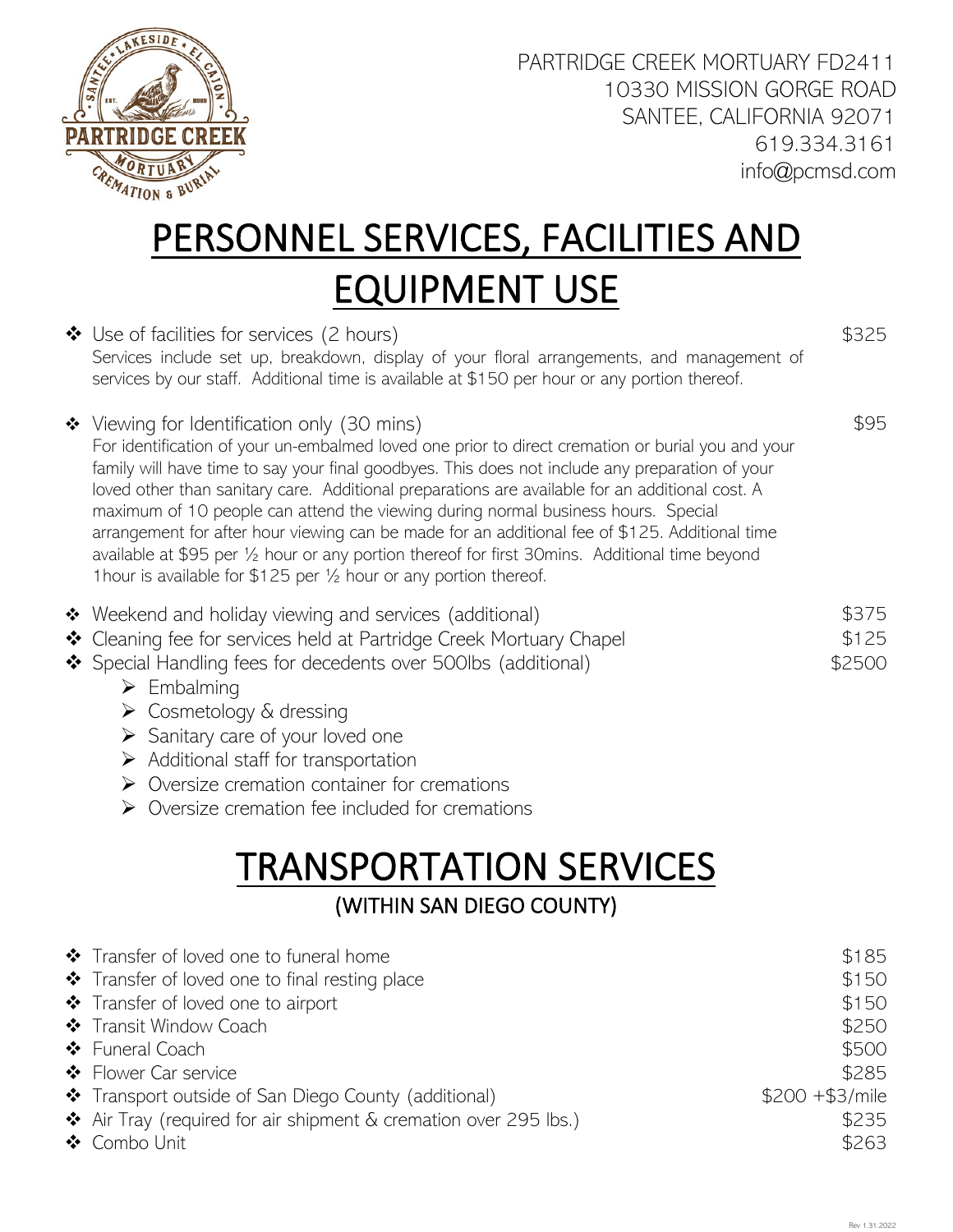PARTRIDGE CREEK MORTUARY FD2411
10330 MISSION GORGE ROAD
SANTEE, CALIFORNIA 92071
619.334.3161
info@pcmsd.com

# PERSONNEL SERVICES, FACILITIES AND EQUIPMENT USE

- Use of facilities for services (2 hours) — $325
  Services include set up, breakdown, display of your floral arrangements, and management of services by our staff. Additional time is available at $150 per hour or any portion thereof.

- Viewing for Identification only (30 mins) — $95
  For identification of your un-embalmed loved one prior to direct cremation or burial you and your family will have time to say your final goodbyes. This does not include any preparation of your loved other than sanitary care. Additional preparations are available for an additional cost. A maximum of 10 people can attend the viewing during normal business hours. Special arrangement for after hour viewing can be made for an additional fee of $125. Additional time available at $95 per ½ hour or any portion thereof for first 30mins. Additional time beyond 1hour is available for $125 per ½ hour or any portion thereof.

- Weekend and holiday viewing and services (additional) — $375
- Cleaning fee for services held at Partridge Creek Mortuary Chapel — $125
- Special Handling fees for decedents over 500lbs (additional) — $2500
  - Embalming
  - Cosmetology & dressing
  - Sanitary care of your loved one
  - Additional staff for transportation
  - Oversize cremation container for cremations
  - Oversize cremation fee included for cremations

# TRANSPORTATION SERVICES

## (WITHIN SAN DIEGO COUNTY)

- Transfer of loved one to funeral home — $185
- Transfer of loved one to final resting place — $150
- Transfer of loved one to airport — $150
- Transit Window Coach — $250
- Funeral Coach — $500
- Flower Car service — $285
- Transport outside of San Diego County (additional) — $200 +$3/mile
- Air Tray (required for air shipment & cremation over 295 lbs.) — $235
- Combo Unit — $263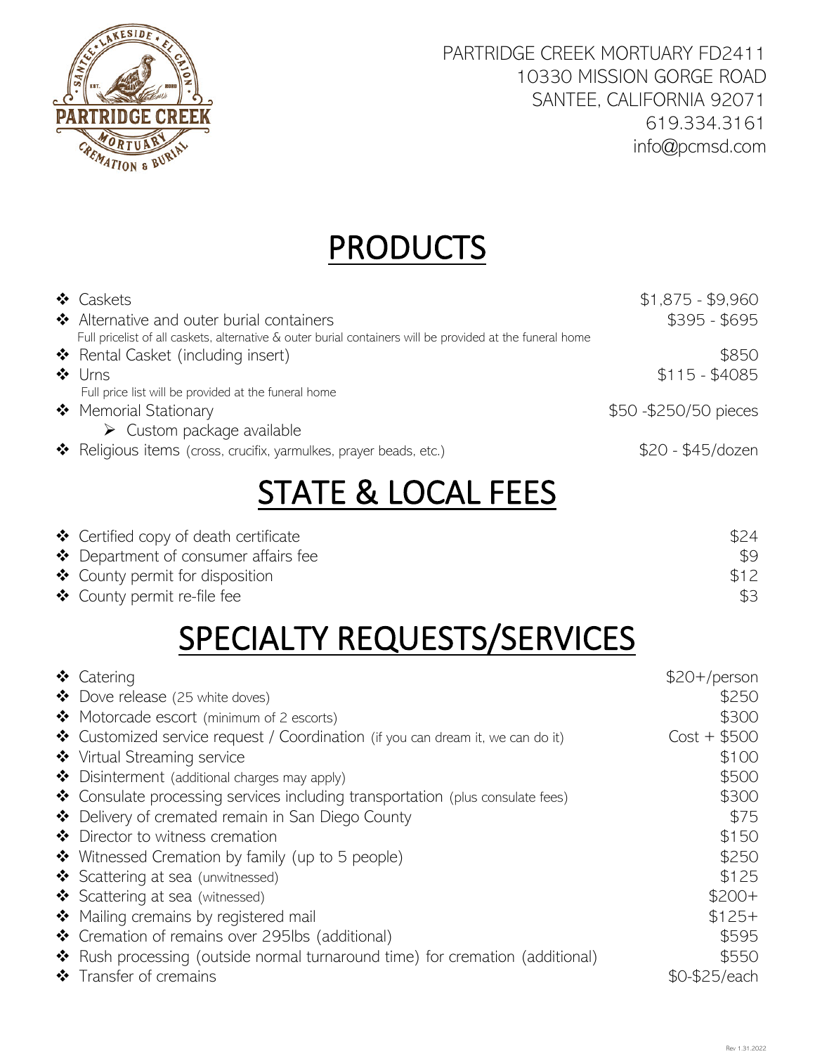PARTRIDGE CREEK MORTUARY FD2411
10330 MISSION GORGE ROAD
SANTEE, CALIFORNIA 92071
619.334.3161
info@pcmsd.com

# PRODUCTS

| | |
|---|---|
| ❖ Caskets | $1,875 - $9,960 |
| ❖ Alternative and outer burial containers<br>Full pricelist of all caskets, alternative & outer burial containers will be provided at the funeral home | $395 - $695 |
| ❖ Rental Casket (including insert) | $850 |
| ❖ Urns<br>Full price list will be provided at the funeral home | $115 - $4085 |
| ❖ Memorial Stationary<br>➢ Custom package available | $50 -$250/50 pieces |
| ❖ Religious items (cross, crucifix, yarmulkes, prayer beads, etc.) | $20 - $45/dozen |

# STATE & LOCAL FEES

| | |
|---|---|
| ❖ Certified copy of death certificate | $24 |
| ❖ Department of consumer affairs fee | $9 |
| ❖ County permit for disposition | $12 |
| ❖ County permit re-file fee | $3 |

# SPECIALTY REQUESTS/SERVICES

| | |
|---|---|
| ❖ Catering | $20+/person |
| ❖ Dove release (25 white doves) | $250 |
| ❖ Motorcade escort (minimum of 2 escorts) | $300 |
| ❖ Customized service request / Coordination (if you can dream it, we can do it) | Cost + $500 |
| ❖ Virtual Streaming service | $100 |
| ❖ Disinterment (additional charges may apply) | $500 |
| ❖ Consulate processing services including transportation (plus consulate fees) | $300 |
| ❖ Delivery of cremated remain in San Diego County | $75 |
| ❖ Director to witness cremation | $150 |
| ❖ Witnessed Cremation by family (up to 5 people) | $250 |
| ❖ Scattering at sea (unwitnessed) | $125 |
| ❖ Scattering at sea (witnessed) | $200+ |
| ❖ Mailing cremains by registered mail | $125+ |
| ❖ Cremation of remains over 295lbs (additional) | $595 |
| ❖ Rush processing (outside normal turnaround time) for cremation (additional) | $550 |
| ❖ Transfer of cremains | $0-$25/each |

Rev 1.31.2022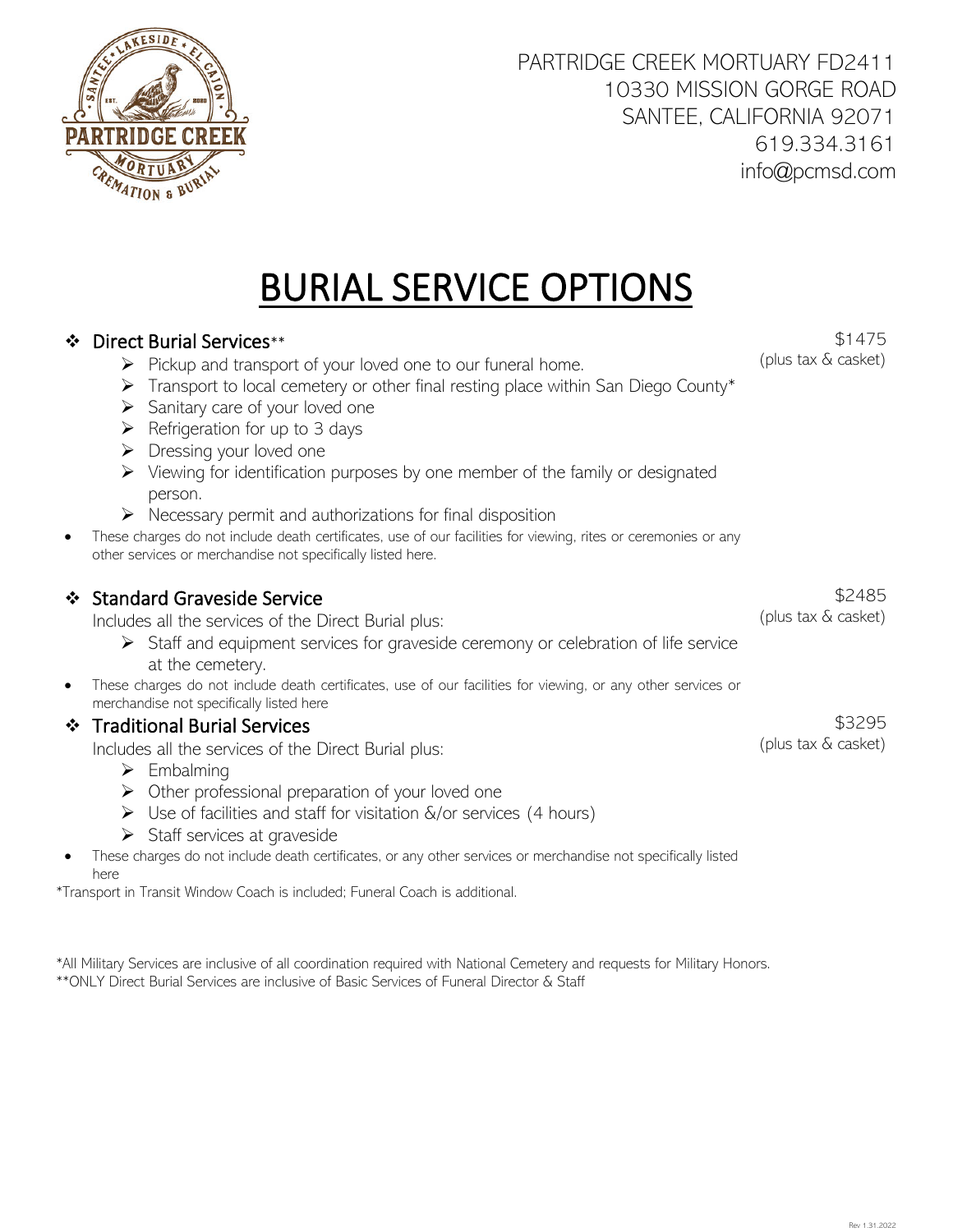PARTRIDGE CREEK MORTUARY FD2411
10330 MISSION GORGE ROAD
SANTEE, CALIFORNIA 92071
619.334.3161
info@pcmsd.com

# BURIAL SERVICE OPTIONS

## Direct Burial Services**

$1475 (plus tax & casket)

- Pickup and transport of your loved one to our funeral home.
- Transport to local cemetery or other final resting place within San Diego County*
- Sanitary care of your loved one
- Refrigeration for up to 3 days
- Dressing your loved one
- Viewing for identification purposes by one member of the family or designated person.
- Necessary permit and authorizations for final disposition

- These charges do not include death certificates, use of our facilities for viewing, rites or ceremonies or any other services or merchandise not specifically listed here.

## Standard Graveside Service

$2485 (plus tax & casket)

Includes all the services of the Direct Burial plus:

- Staff and equipment services for graveside ceremony or celebration of life service at the cemetery.

- These charges do not include death certificates, use of our facilities for viewing, or any other services or merchandise not specifically listed here

## Traditional Burial Services

$3295 (plus tax & casket)

Includes all the services of the Direct Burial plus:

- Embalming
- Other professional preparation of your loved one
- Use of facilities and staff for visitation &/or services (4 hours)
- Staff services at graveside

- These charges do not include death certificates, or any other services or merchandise not specifically listed here

*Transport in Transit Window Coach is included; Funeral Coach is additional.

*All Military Services are inclusive of all coordination required with National Cemetery and requests for Military Honors.
**ONLY Direct Burial Services are inclusive of Basic Services of Funeral Director & Staff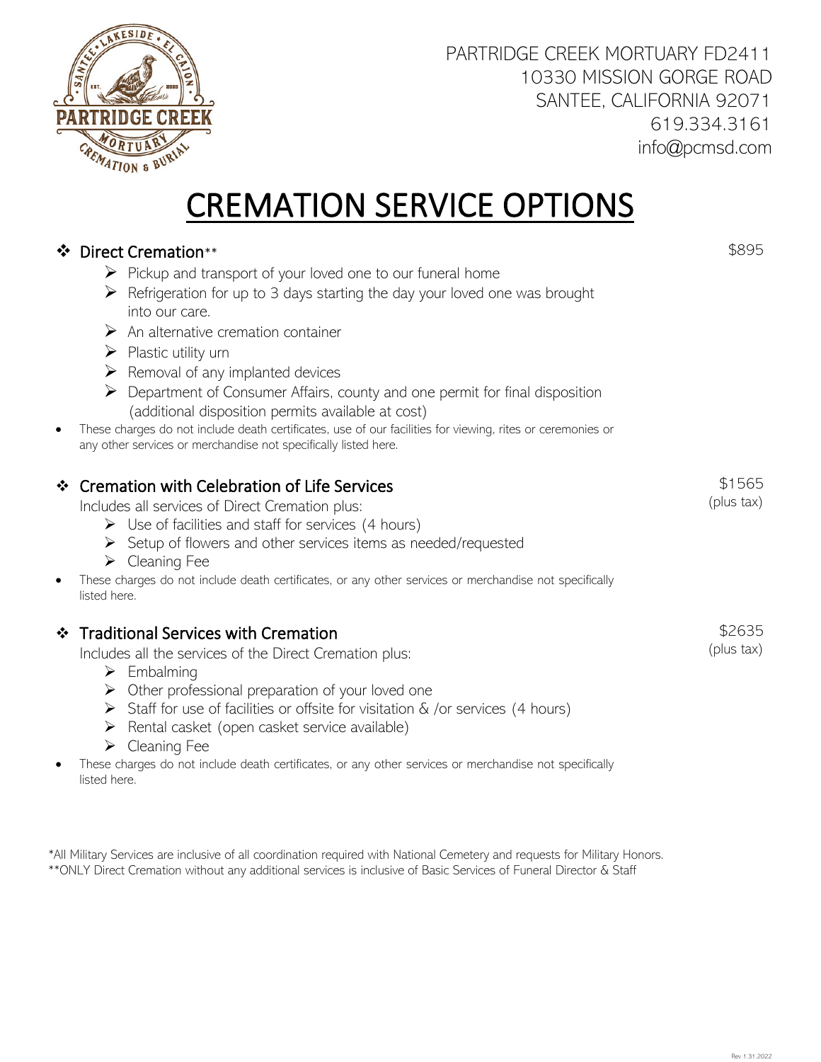PARTRIDGE CREEK MORTUARY FD2411
10330 MISSION GORGE ROAD
SANTEE, CALIFORNIA 92071
619.334.3161
info@pcmsd.com

# CREMATION SERVICE OPTIONS

## Direct Cremation** — $895

- Pickup and transport of your loved one to our funeral home
- Refrigeration for up to 3 days starting the day your loved one was brought into our care.
- An alternative cremation container
- Plastic utility urn
- Removal of any implanted devices
- Department of Consumer Affairs, county and one permit for final disposition (additional disposition permits available at cost)

- These charges do not include death certificates, use of our facilities for viewing, rites or ceremonies or any other services or merchandise not specifically listed here.

## Cremation with Celebration of Life Services — $1565 (plus tax)

Includes all services of Direct Cremation plus:

- Use of facilities and staff for services (4 hours)
- Setup of flowers and other services items as needed/requested
- Cleaning Fee

- These charges do not include death certificates, or any other services or merchandise not specifically listed here.

## Traditional Services with Cremation — $2635 (plus tax)

Includes all the services of the Direct Cremation plus:

- Embalming
- Other professional preparation of your loved one
- Staff for use of facilities or offsite for visitation & /or services (4 hours)
- Rental casket (open casket service available)
- Cleaning Fee

- These charges do not include death certificates, or any other services or merchandise not specifically listed here.

*All Military Services are inclusive of all coordination required with National Cemetery and requests for Military Honors.
**ONLY Direct Cremation without any additional services is inclusive of Basic Services of Funeral Director & Staff

Rev 1.31.2022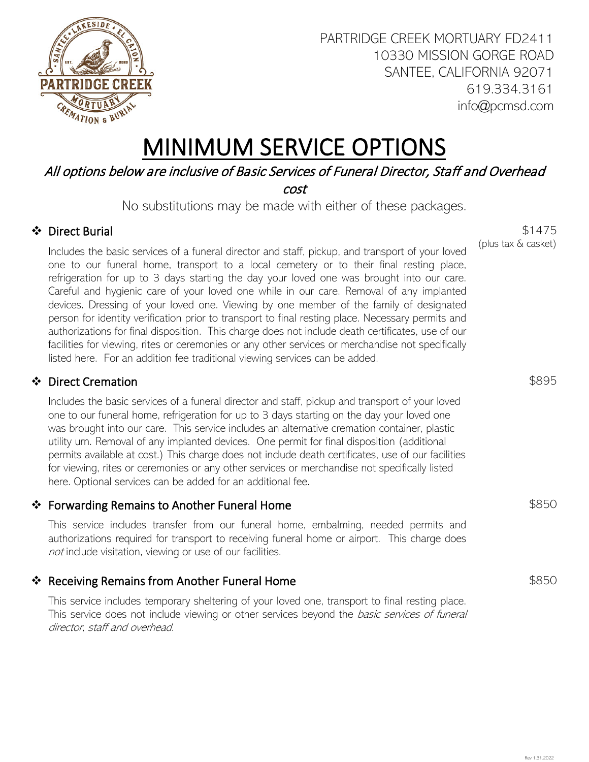PARTRIDGE CREEK MORTUARY FD2411
10330 MISSION GORGE ROAD
SANTEE, CALIFORNIA 92071
619.334.3161
info@pcmsd.com

# MINIMUM SERVICE OPTIONS

*All options below are inclusive of Basic Services of Funeral Director, Staff and Overhead cost*

No substitutions may be made with either of these packages.

## ❖ Direct Burial

$1475
(plus tax & casket)

Includes the basic services of a funeral director and staff, pickup, and transport of your loved one to our funeral home, transport to a local cemetery or to their final resting place, refrigeration for up to 3 days starting the day your loved one was brought into our care. Careful and hygienic care of your loved one while in our care. Removal of any implanted devices. Dressing of your loved one. Viewing by one member of the family of designated person for identity verification prior to transport to final resting place. Necessary permits and authorizations for final disposition. This charge does not include death certificates, use of our facilities for viewing, rites or ceremonies or any other services or merchandise not specifically listed here. For an addition fee traditional viewing services can be added.

## ❖ Direct Cremation

$895

Includes the basic services of a funeral director and staff, pickup and transport of your loved one to our funeral home, refrigeration for up to 3 days starting on the day your loved one was brought into our care. This service includes an alternative cremation container, plastic utility urn. Removal of any implanted devices. One permit for final disposition (additional permits available at cost.) This charge does not include death certificates, use of our facilities for viewing, rites or ceremonies or any other services or merchandise not specifically listed here. Optional services can be added for an additional fee.

## ❖ Forwarding Remains to Another Funeral Home

$850

This service includes transfer from our funeral home, embalming, needed permits and authorizations required for transport to receiving funeral home or airport. This charge does *not* include visitation, viewing or use of our facilities.

## ❖ Receiving Remains from Another Funeral Home

$850

This service includes temporary sheltering of your loved one, transport to final resting place. This service does not include viewing or other services beyond the *basic services of funeral director, staff and overhead.*

Rev 1.31.2022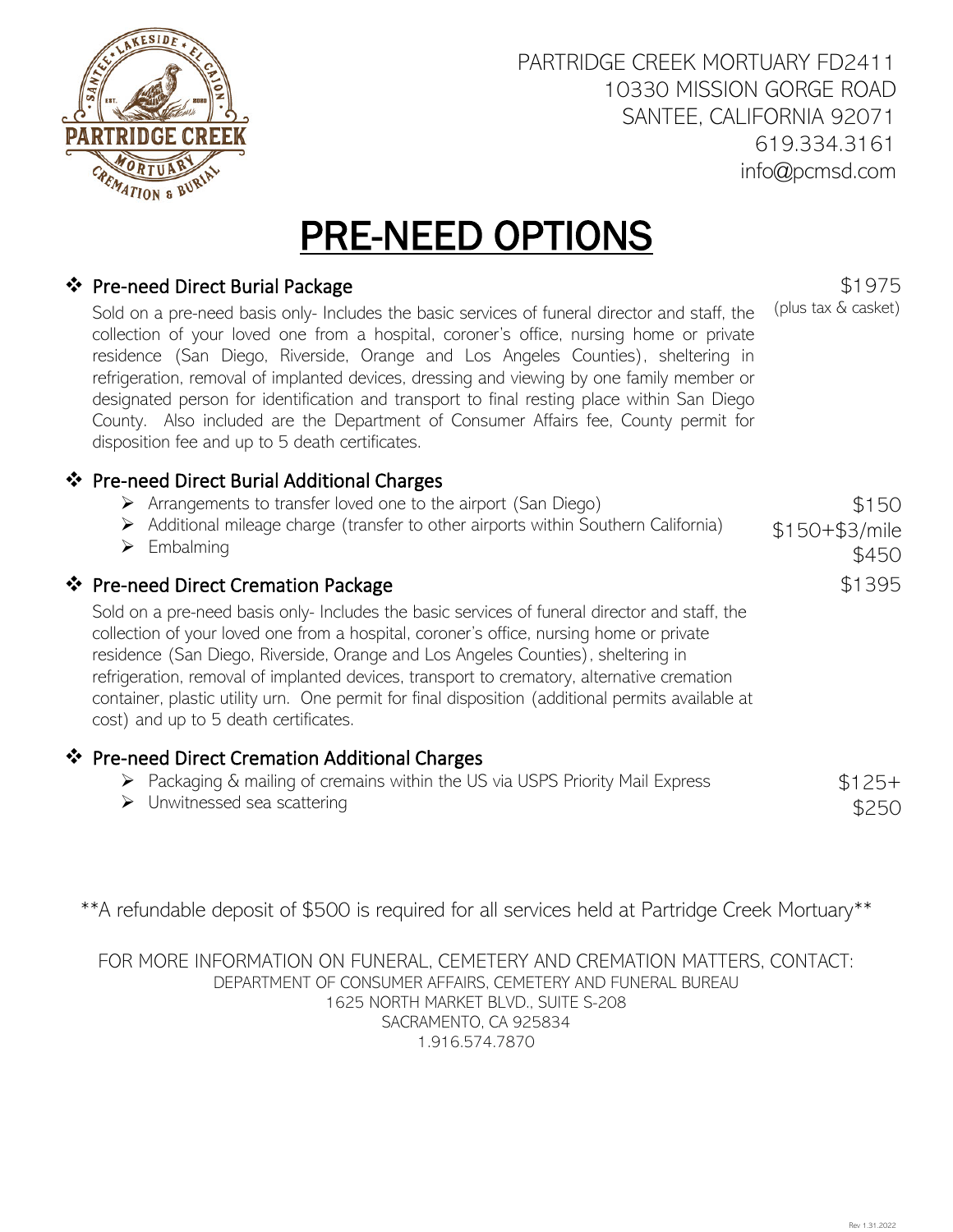PARTRIDGE CREEK MORTUARY FD2411
10330 MISSION GORGE ROAD
SANTEE, CALIFORNIA 92071
619.334.3161
info@pcmsd.com

# PRE-NEED OPTIONS

## ❖ Pre-need Direct Burial Package — $1975 (plus tax & casket)

Sold on a pre-need basis only- Includes the basic services of funeral director and staff, the collection of your loved one from a hospital, coroner's office, nursing home or private residence (San Diego, Riverside, Orange and Los Angeles Counties), sheltering in refrigeration, removal of implanted devices, dressing and viewing by one family member or designated person for identification and transport to final resting place within San Diego County. Also included are the Department of Consumer Affairs fee, County permit for disposition fee and up to 5 death certificates.

## ❖ Pre-need Direct Burial Additional Charges

- Arrangements to transfer loved one to the airport (San Diego) — $150
- Additional mileage charge (transfer to other airports within Southern California) — $150+$3/mile
- Embalming — $450

## ❖ Pre-need Direct Cremation Package — $1395

Sold on a pre-need basis only- Includes the basic services of funeral director and staff, the collection of your loved one from a hospital, coroner's office, nursing home or private residence (San Diego, Riverside, Orange and Los Angeles Counties), sheltering in refrigeration, removal of implanted devices, transport to crematory, alternative cremation container, plastic utility urn. One permit for final disposition (additional permits available at cost) and up to 5 death certificates.

## ❖ Pre-need Direct Cremation Additional Charges

- Packaging & mailing of cremains within the US via USPS Priority Mail Express — $125+
- Unwitnessed sea scattering — $250

**A refundable deposit of $500 is required for all services held at Partridge Creek Mortuary**

FOR MORE INFORMATION ON FUNERAL, CEMETERY AND CREMATION MATTERS, CONTACT:
DEPARTMENT OF CONSUMER AFFAIRS, CEMETERY AND FUNERAL BUREAU
1625 NORTH MARKET BLVD., SUITE S-208
SACRAMENTO, CA 925834
1.916.574.7870

Rev 1.31.2022